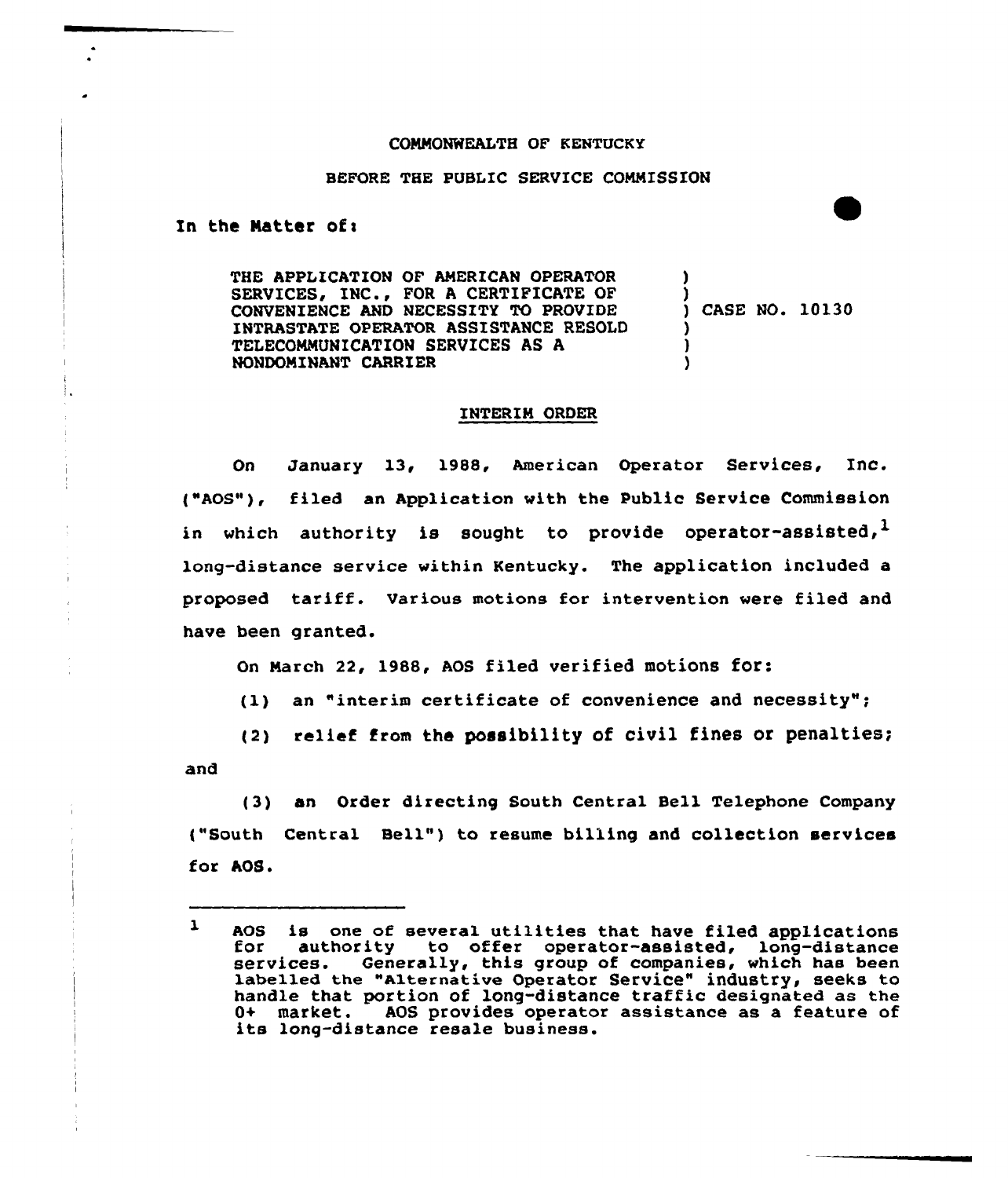COMMONWEALTH OF KENTUCKY

BEFORE THE PUBLIC SERVICE COMMISSION

In the Matter of:

THE APPLICATION OF AMERICAN OPERATOR SERVICES, INC., FOR A CERTIFICATE OF CONVENIENCE AND NECESSITY TO PROVIDE INTRASTATE OPERATOR ASSISTANCE RESOLD TELECOMMUNICATION SERVICES AS A NONDOMINANT CARRIER ) CASE NO. 10130

## INTERIM ORDER

On January 13, 1988, American Operator Services, Inc. ("AOS"), filed an Application with the Public Service Commission in which authority is sought to provide operator-assisted,[1] long-distance service within Kentucky. The application included a proposed tariff. Various motions for intervention were filed and have been granted.

On March 22, 1988, AOS filed verified motions for:

(1) an "interim certificate of convenience and necessity";

(2) relief from the possibility of civil fines or penalties; and

(3) an Order directing South Central Bell Telephone Company ("South Central Bell") to resume billing and collection services for AOS.

---

[1] AOS is one of several utilities that have filed applications for authority to offer operator-assisted, long-distance services. Generally, this group of companies, which has been labelled the "Alternative Operator Service" industry, seeks to handle that portion of long-distance traffic designated as the 0+ market. AOS provides operator assistance as a feature of its long-distance resale business.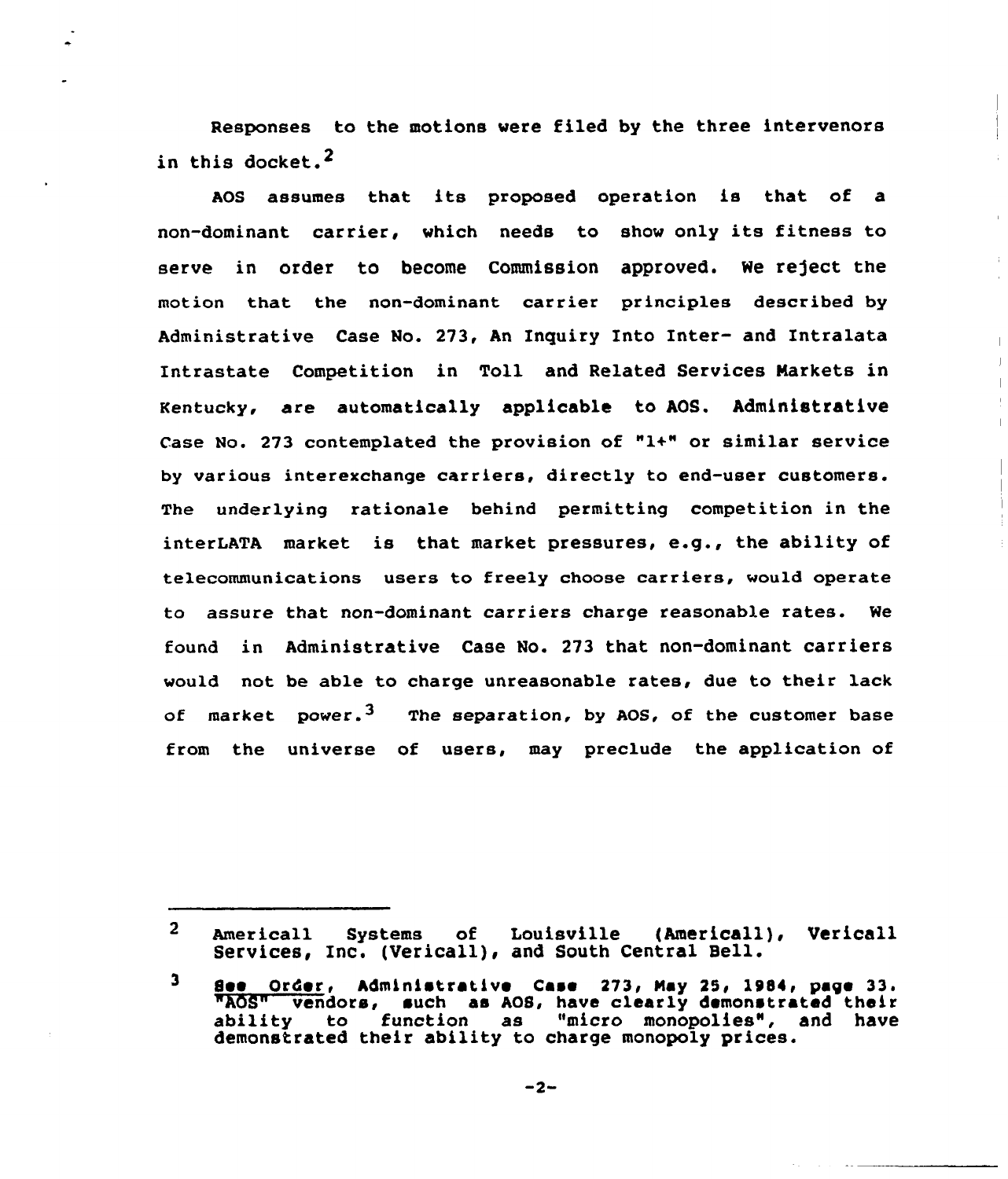Responses to the motions were filed by the three intervenors in this docket.[2]

AOS assumes that its proposed operation is that of a non-dominant carrier, which needs to show only its fitness to serve in order to become Commission approved. We reject the motion that the non-dominant carrier principles described by Administrative Case No. 273, An Inquiry Into Inter- and Intralata Intrastate Competition in Toll and Related Services Markets in Kentucky, are automatically applicable to AOS. Administrative Case No. 273 contemplated the provision of "1+" or similar service by various interexchange carriers, directly to end-user customers. The underlying rationale behind permitting competition in the interLATA market is that market pressures, e.g., the ability of telecommunications users to freely choose carriers, would operate to assure that non-dominant carriers charge reasonable rates. We found in Administrative Case No. 273 that non-dominant carriers would not be able to charge unreasonable rates, due to their lack of market power.[3] The separation, by AOS, of the customer base from the universe of users, may preclude the application of

---

[2] Americall Systems of Louisville (Americall), Vericall Services, Inc. (Vericall), and South Central Bell.

[3] See Order, Administrative Case 273, May 25, 1984, page 33. "AOS" vendors, such as AOS, have clearly demonstrated their ability to function as "micro monopolies", and have demonstrated their ability to charge monopoly prices.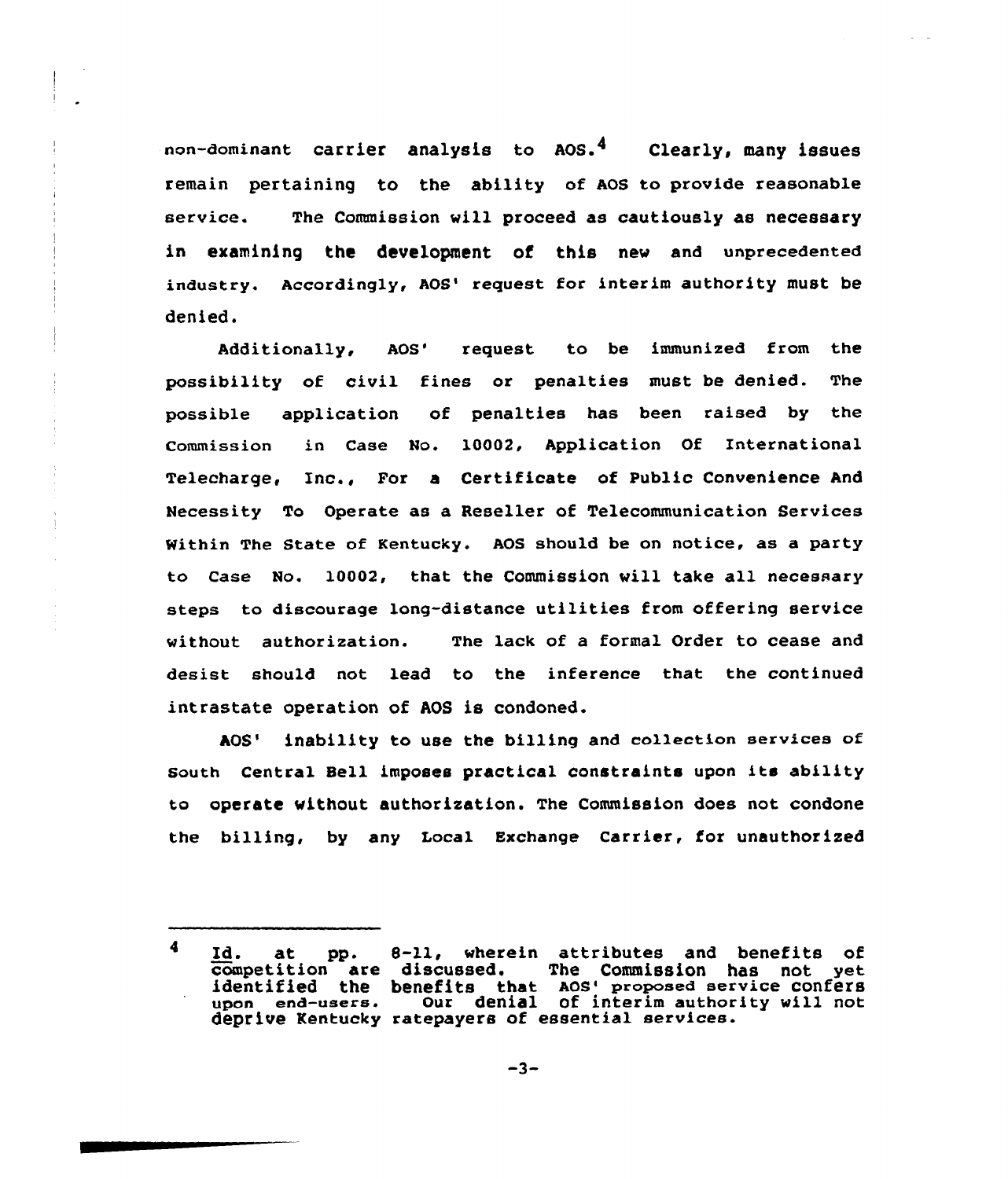non-dominant carrier analysis to AOS.[4] Clearly, many issues remain pertaining to the ability of AOS to provide reasonable service. The Commission will proceed as cautiously as necessary in examining the development of this new and unprecedented industry. Accordingly, AOS' request for interim authority must be denied.

Additionally, AOS' request to be immunized from the possibility of civil fines or penalties must be denied. The possible application of penalties has been raised by the Commission in Case No. 10002, Application Of International Telecharge, Inc., For a Certificate of Public Convenience And Necessity To Operate as a Reseller of Telecommunication Services Within The State of Kentucky. AOS should be on notice, as a party to Case No. 10002, that the Commission will take all necessary steps to discourage long-distance utilities from offering service without authorization. The lack of a formal Order to cease and desist should not lead to the inference that the continued intrastate operation of AOS is condoned.

AOS' inability to use the billing and collection services of South Central Bell imposes practical constraints upon its ability to operate without authorization. The Commission does not condone the billing, by any Local Exchange Carrier, for unauthorized

---

[4] Id. at pp. 8-11, wherein attributes and benefits of competition are discussed. The Commission has not yet identified the benefits that AOS' proposed service confers upon end-users. Our denial of interim authority will not deprive Kentucky ratepayers of essential services.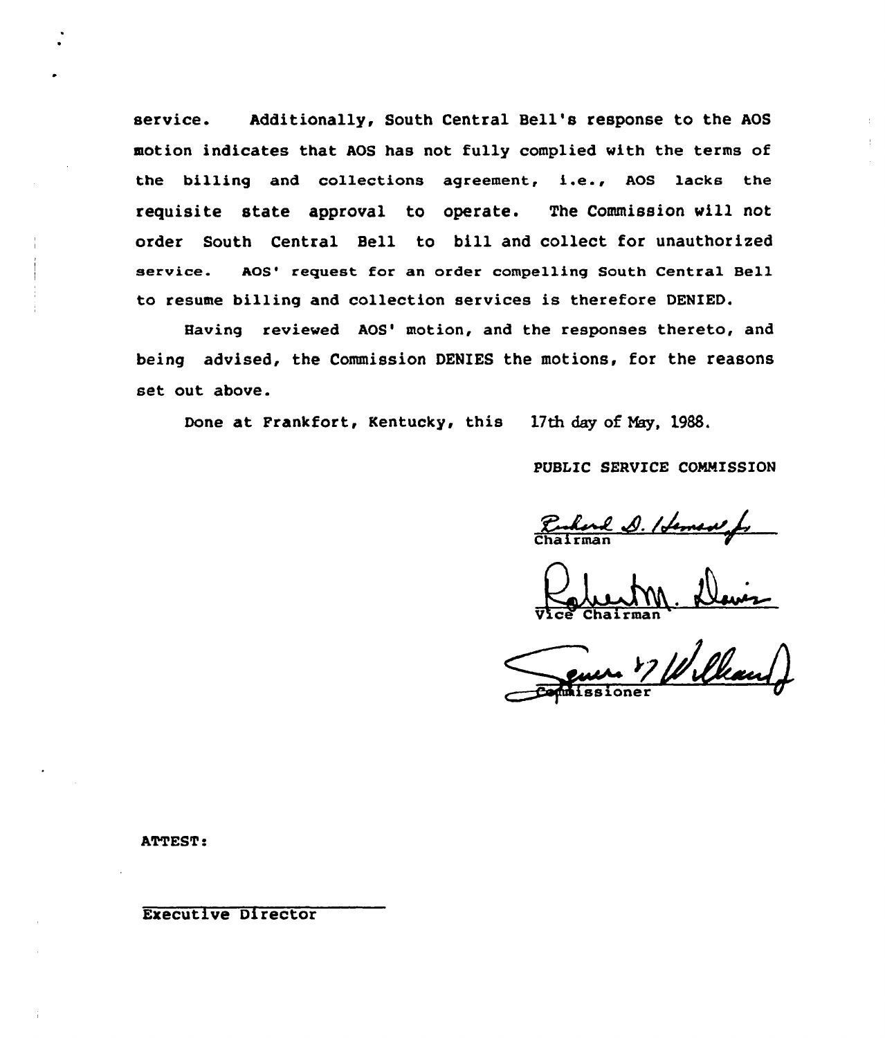service. Additionally, South Central Bell's response to the AOS motion indicates that AOS has not fully complied with the terms of the billing and collections agreement, i.e., AOS lacks the requisite state approval to operate. The Commission will not order South Central Bell to bill and collect for unauthorized service. AOS' request for an order compelling South Central Bell to resume billing and collection services is therefore DENIED.

Having reviewed AOS' motion, and the responses thereto, and being advised, the Commission DENIES the motions, for the reasons set out above.

Done at Frankfort, Kentucky, this 17th day of May, 1988.

PUBLIC SERVICE COMMISSION

Chairman

Vice Chairman

Commissioner

ATTEST:

Executive Director